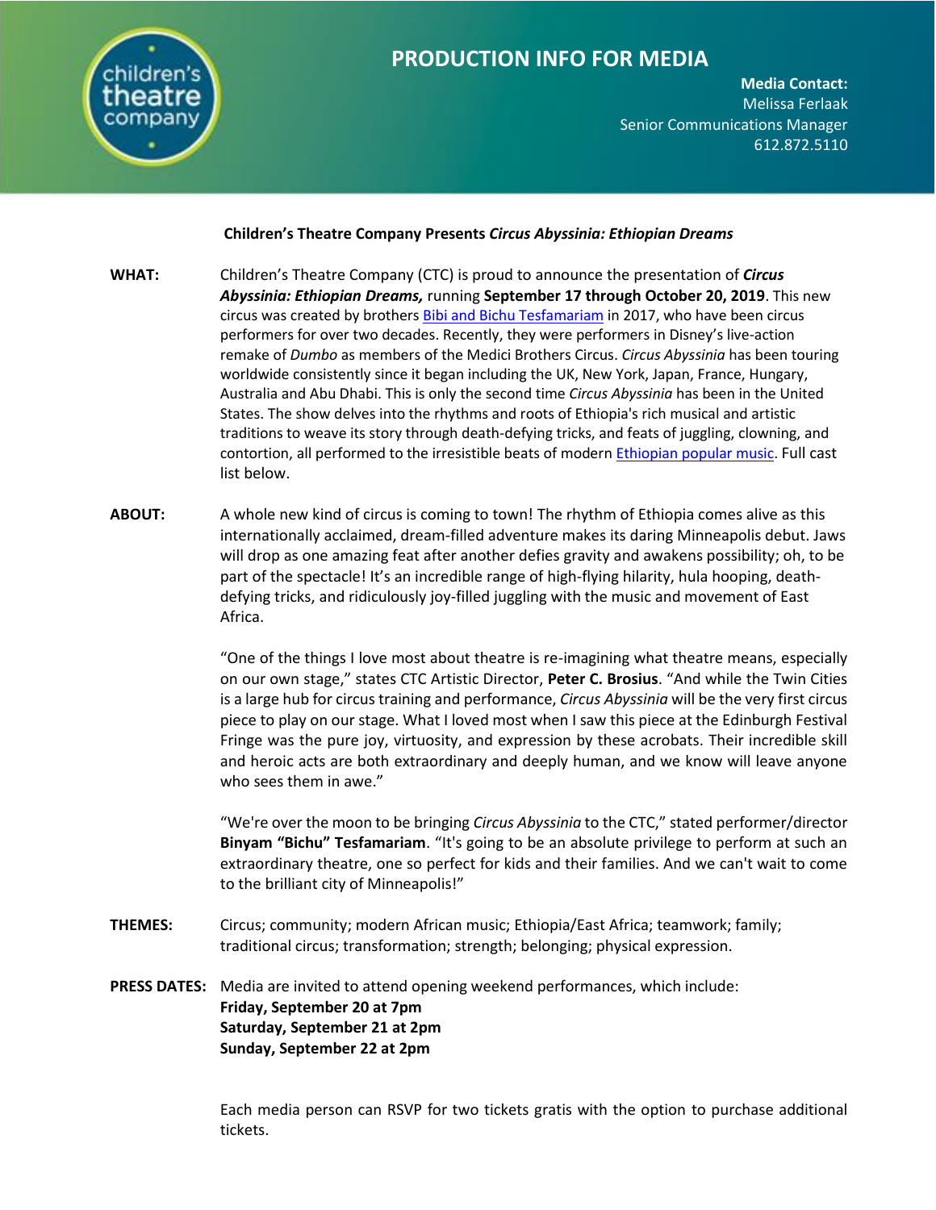# PRODUCTION INFO FOR MEDIA

**Media Contact:**
Melissa Ferlaak
Senior Communications Manager
612.872.5110

**Children's Theatre Company Presents *Circus Abyssinia: Ethiopian Dreams***

**WHAT:** Children's Theatre Company (CTC) is proud to announce the presentation of ***Circus Abyssinia: Ethiopian Dreams,*** running **September 17 through October 20, 2019**. This new circus was created by brothers Bibi and Bichu Tesfamariam in 2017, who have been circus performers for over two decades. Recently, they were performers in Disney's live-action remake of *Dumbo* as members of the Medici Brothers Circus. *Circus Abyssinia* has been touring worldwide consistently since it began including the UK, New York, Japan, France, Hungary, Australia and Abu Dhabi. This is only the second time *Circus Abyssinia* has been in the United States. The show delves into the rhythms and roots of Ethiopia's rich musical and artistic traditions to weave its story through death-defying tricks, and feats of juggling, clowning, and contortion, all performed to the irresistible beats of modern Ethiopian popular music. Full cast list below.

**ABOUT:** A whole new kind of circus is coming to town! The rhythm of Ethiopia comes alive as this internationally acclaimed, dream-filled adventure makes its daring Minneapolis debut. Jaws will drop as one amazing feat after another defies gravity and awakens possibility; oh, to be part of the spectacle! It's an incredible range of high-flying hilarity, hula hooping, death-defying tricks, and ridiculously joy-filled juggling with the music and movement of East Africa.

"One of the things I love most about theatre is re-imagining what theatre means, especially on our own stage," states CTC Artistic Director, **Peter C. Brosius**. "And while the Twin Cities is a large hub for circus training and performance, *Circus Abyssinia* will be the very first circus piece to play on our stage. What I loved most when I saw this piece at the Edinburgh Festival Fringe was the pure joy, virtuosity, and expression by these acrobats. Their incredible skill and heroic acts are both extraordinary and deeply human, and we know will leave anyone who sees them in awe."

"We're over the moon to be bringing *Circus Abyssinia* to the CTC," stated performer/director **Binyam "Bichu" Tesfamariam**. "It's going to be an absolute privilege to perform at such an extraordinary theatre, one so perfect for kids and their families. And we can't wait to come to the brilliant city of Minneapolis!"

**THEMES:** Circus; community; modern African music; Ethiopia/East Africa; teamwork; family; traditional circus; transformation; strength; belonging; physical expression.

**PRESS DATES:** Media are invited to attend opening weekend performances, which include:
**Friday, September 20 at 7pm**
**Saturday, September 21 at 2pm**
**Sunday, September 22 at 2pm**

Each media person can RSVP for two tickets gratis with the option to purchase additional tickets.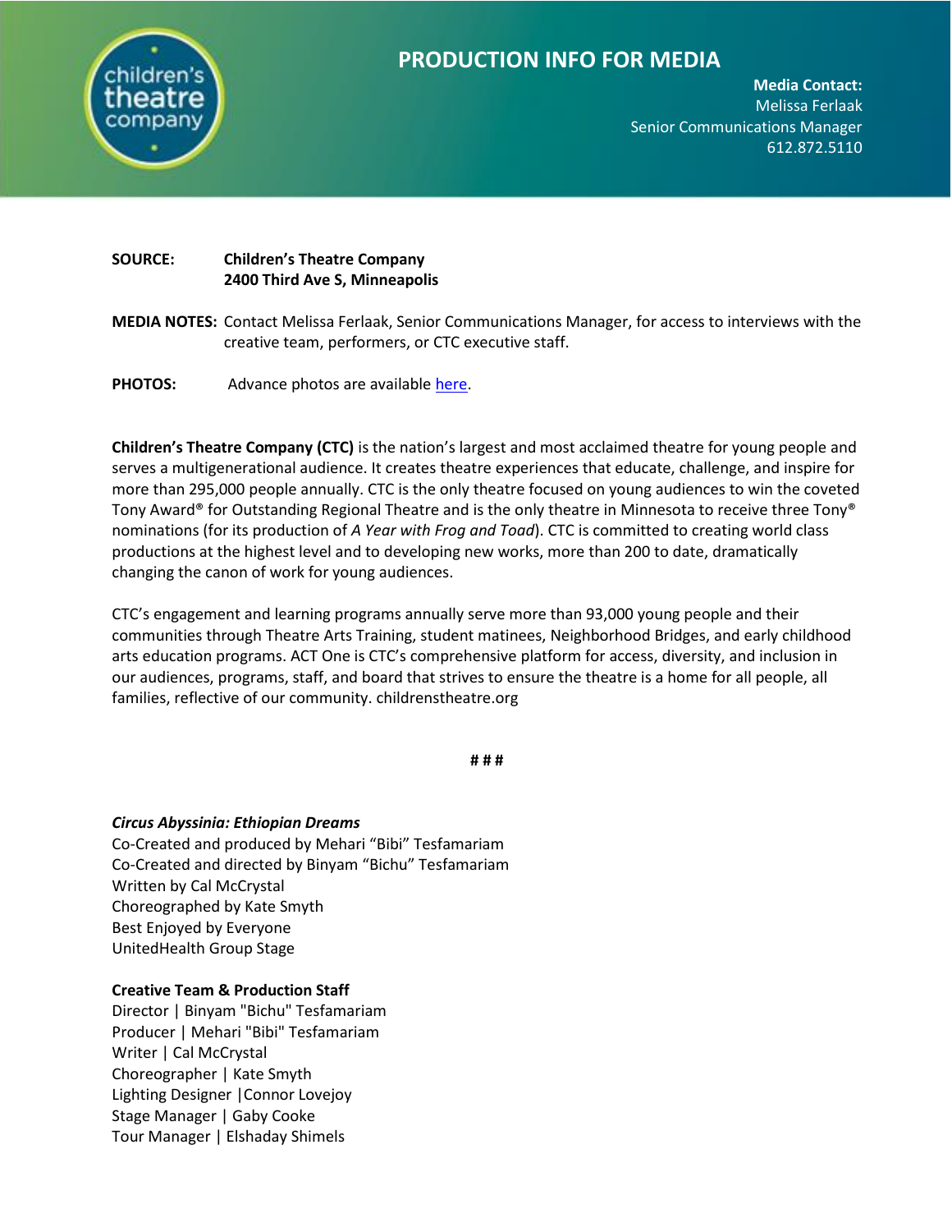# PRODUCTION INFO FOR MEDIA

**Media Contact:**
Melissa Ferlaak
Senior Communications Manager
612.872.5110

**SOURCE:** **Children's Theatre Company**
**2400 Third Ave S, Minneapolis**

**MEDIA NOTES:** Contact Melissa Ferlaak, Senior Communications Manager, for access to interviews with the creative team, performers, or CTC executive staff.

**PHOTOS:** Advance photos are available here.

**Children's Theatre Company (CTC)** is the nation's largest and most acclaimed theatre for young people and serves a multigenerational audience. It creates theatre experiences that educate, challenge, and inspire for more than 295,000 people annually. CTC is the only theatre focused on young audiences to win the coveted Tony Award® for Outstanding Regional Theatre and is the only theatre in Minnesota to receive three Tony® nominations (for its production of *A Year with Frog and Toad*). CTC is committed to creating world class productions at the highest level and to developing new works, more than 200 to date, dramatically changing the canon of work for young audiences.

CTC's engagement and learning programs annually serve more than 93,000 young people and their communities through Theatre Arts Training, student matinees, Neighborhood Bridges, and early childhood arts education programs. ACT One is CTC's comprehensive platform for access, diversity, and inclusion in our audiences, programs, staff, and board that strives to ensure the theatre is a home for all people, all families, reflective of our community. childrenstheatre.org

**# # #**

***Circus Abyssinia: Ethiopian Dreams***
Co-Created and produced by Mehari "Bibi" Tesfamariam
Co-Created and directed by Binyam "Bichu" Tesfamariam
Written by Cal McCrystal
Choreographed by Kate Smyth
Best Enjoyed by Everyone
UnitedHealth Group Stage

**Creative Team & Production Staff**
Director | Binyam "Bichu" Tesfamariam
Producer | Mehari "Bibi" Tesfamariam
Writer | Cal McCrystal
Choreographer | Kate Smyth
Lighting Designer | Connor Lovejoy
Stage Manager | Gaby Cooke
Tour Manager | Elshaday Shimels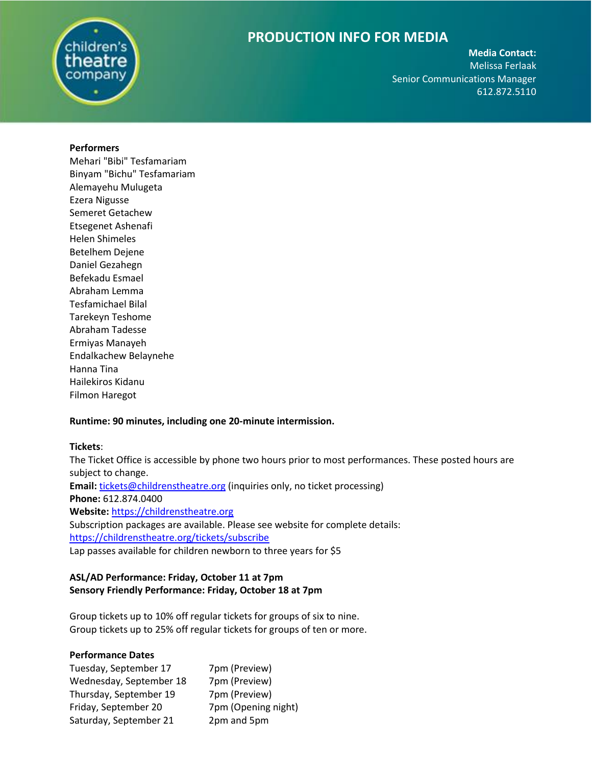# PRODUCTION INFO FOR MEDIA

**Media Contact:**
Melissa Ferlaak
Senior Communications Manager
612.872.5110

**Performers**
Mehari "Bibi" Tesfamariam
Binyam "Bichu" Tesfamariam
Alemayehu Mulugeta
Ezera Nigusse
Semeret Getachew
Etsegenet Ashenafi
Helen Shimeles
Betelhem Dejene
Daniel Gezahegn
Befekadu Esmael
Abraham Lemma
Tesfamichael Bilal
Tarekeyn Teshome
Abraham Tadesse
Ermiyas Manayeh
Endalkachew Belaynehe
Hanna Tina
Hailekiros Kidanu
Filmon Haregot

**Runtime: 90 minutes, including one 20-minute intermission.**

**Tickets**:
The Ticket Office is accessible by phone two hours prior to most performances. These posted hours are subject to change.
**Email:** tickets@childrenstheatre.org (inquiries only, no ticket processing)
**Phone:** 612.874.0400
**Website:** https://childrenstheatre.org
Subscription packages are available. Please see website for complete details:
https://childrenstheatre.org/tickets/subscribe
Lap passes available for children newborn to three years for $5

**ASL/AD Performance: Friday, October 11 at 7pm**
**Sensory Friendly Performance: Friday, October 18 at 7pm**

Group tickets up to 10% off regular tickets for groups of six to nine.
Group tickets up to 25% off regular tickets for groups of ten or more.

**Performance Dates**

| | |
|---|---|
| Tuesday, September 17 | 7pm (Preview) |
| Wednesday, September 18 | 7pm (Preview) |
| Thursday, September 19 | 7pm (Preview) |
| Friday, September 20 | 7pm (Opening night) |
| Saturday, September 21 | 2pm and 5pm |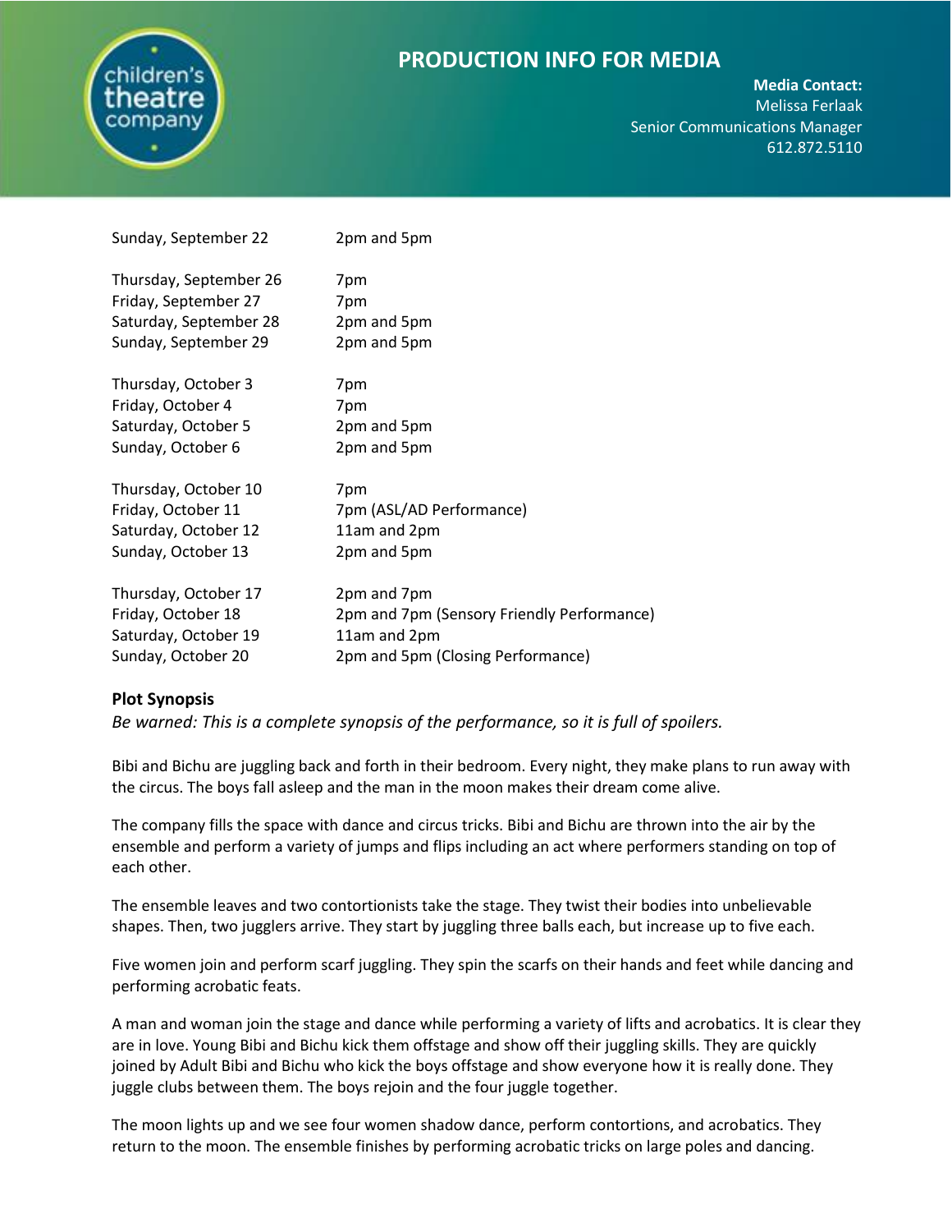# PRODUCTION INFO FOR MEDIA

**Media Contact:**
Melissa Ferlaak
Senior Communications Manager
612.872.5110

| | |
|---|---|
| Sunday, September 22 | 2pm and 5pm |
| | |
| Thursday, September 26 | 7pm |
| Friday, September 27 | 7pm |
| Saturday, September 28 | 2pm and 5pm |
| Sunday, September 29 | 2pm and 5pm |
| | |
| Thursday, October 3 | 7pm |
| Friday, October 4 | 7pm |
| Saturday, October 5 | 2pm and 5pm |
| Sunday, October 6 | 2pm and 5pm |
| | |
| Thursday, October 10 | 7pm |
| Friday, October 11 | 7pm (ASL/AD Performance) |
| Saturday, October 12 | 11am and 2pm |
| Sunday, October 13 | 2pm and 5pm |
| | |
| Thursday, October 17 | 2pm and 7pm |
| Friday, October 18 | 2pm and 7pm (Sensory Friendly Performance) |
| Saturday, October 19 | 11am and 2pm |
| Sunday, October 20 | 2pm and 5pm (Closing Performance) |

## Plot Synopsis

*Be warned: This is a complete synopsis of the performance, so it is full of spoilers.*

Bibi and Bichu are juggling back and forth in their bedroom. Every night, they make plans to run away with the circus. The boys fall asleep and the man in the moon makes their dream come alive.

The company fills the space with dance and circus tricks. Bibi and Bichu are thrown into the air by the ensemble and perform a variety of jumps and flips including an act where performers standing on top of each other.

The ensemble leaves and two contortionists take the stage. They twist their bodies into unbelievable shapes. Then, two jugglers arrive. They start by juggling three balls each, but increase up to five each.

Five women join and perform scarf juggling. They spin the scarfs on their hands and feet while dancing and performing acrobatic feats.

A man and woman join the stage and dance while performing a variety of lifts and acrobatics. It is clear they are in love. Young Bibi and Bichu kick them offstage and show off their juggling skills. They are quickly joined by Adult Bibi and Bichu who kick the boys offstage and show everyone how it is really done. They juggle clubs between them. The boys rejoin and the four juggle together.

The moon lights up and we see four women shadow dance, perform contortions, and acrobatics. They return to the moon. The ensemble finishes by performing acrobatic tricks on large poles and dancing.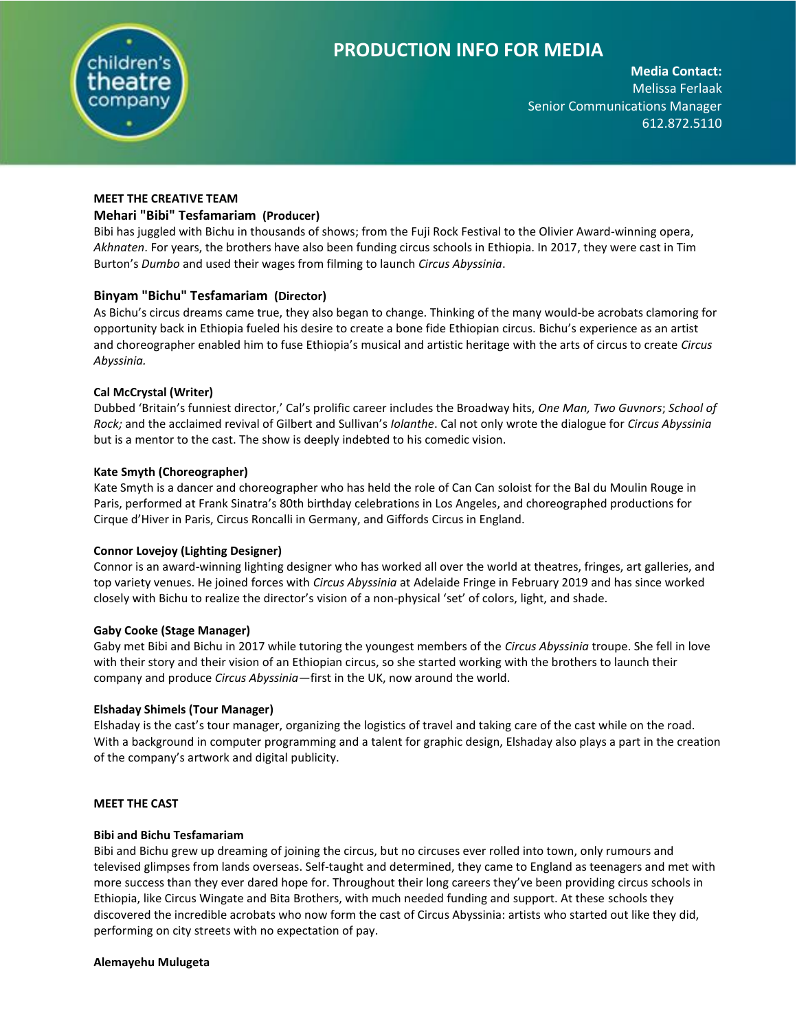# PRODUCTION INFO FOR MEDIA

**Media Contact:**
Melissa Ferlaak
Senior Communications Manager
612.872.5110

## MEET THE CREATIVE TEAM

### Mehari "Bibi" Tesfamariam (Producer)

Bibi has juggled with Bichu in thousands of shows; from the Fuji Rock Festival to the Olivier Award-winning opera, *Akhnaten*. For years, the brothers have also been funding circus schools in Ethiopia. In 2017, they were cast in Tim Burton's *Dumbo* and used their wages from filming to launch *Circus Abyssinia*.

### Binyam "Bichu" Tesfamariam (Director)

As Bichu's circus dreams came true, they also began to change. Thinking of the many would-be acrobats clamoring for opportunity back in Ethiopia fueled his desire to create a bone fide Ethiopian circus. Bichu's experience as an artist and choreographer enabled him to fuse Ethiopia's musical and artistic heritage with the arts of circus to create *Circus Abyssinia.*

### Cal McCrystal (Writer)

Dubbed 'Britain's funniest director,' Cal's prolific career includes the Broadway hits, *One Man, Two Guvnors*; *School of Rock;* and the acclaimed revival of Gilbert and Sullivan's *Iolanthe*. Cal not only wrote the dialogue for *Circus Abyssinia* but is a mentor to the cast. The show is deeply indebted to his comedic vision.

### Kate Smyth (Choreographer)

Kate Smyth is a dancer and choreographer who has held the role of Can Can soloist for the Bal du Moulin Rouge in Paris, performed at Frank Sinatra's 80th birthday celebrations in Los Angeles, and choreographed productions for Cirque d'Hiver in Paris, Circus Roncalli in Germany, and Giffords Circus in England.

### Connor Lovejoy (Lighting Designer)

Connor is an award-winning lighting designer who has worked all over the world at theatres, fringes, art galleries, and top variety venues. He joined forces with *Circus Abyssinia* at Adelaide Fringe in February 2019 and has since worked closely with Bichu to realize the director's vision of a non-physical 'set' of colors, light, and shade.

### Gaby Cooke (Stage Manager)

Gaby met Bibi and Bichu in 2017 while tutoring the youngest members of the *Circus Abyssinia* troupe. She fell in love with their story and their vision of an Ethiopian circus, so she started working with the brothers to launch their company and produce *Circus Abyssinia*—first in the UK, now around the world.

### Elshaday Shimels (Tour Manager)

Elshaday is the cast's tour manager, organizing the logistics of travel and taking care of the cast while on the road. With a background in computer programming and a talent for graphic design, Elshaday also plays a part in the creation of the company's artwork and digital publicity.

## MEET THE CAST

### Bibi and Bichu Tesfamariam

Bibi and Bichu grew up dreaming of joining the circus, but no circuses ever rolled into town, only rumours and televised glimpses from lands overseas. Self-taught and determined, they came to England as teenagers and met with more success than they ever dared hope for. Throughout their long careers they've been providing circus schools in Ethiopia, like Circus Wingate and Bita Brothers, with much needed funding and support. At these schools they discovered the incredible acrobats who now form the cast of Circus Abyssinia: artists who started out like they did, performing on city streets with no expectation of pay.

### Alemayehu Mulugeta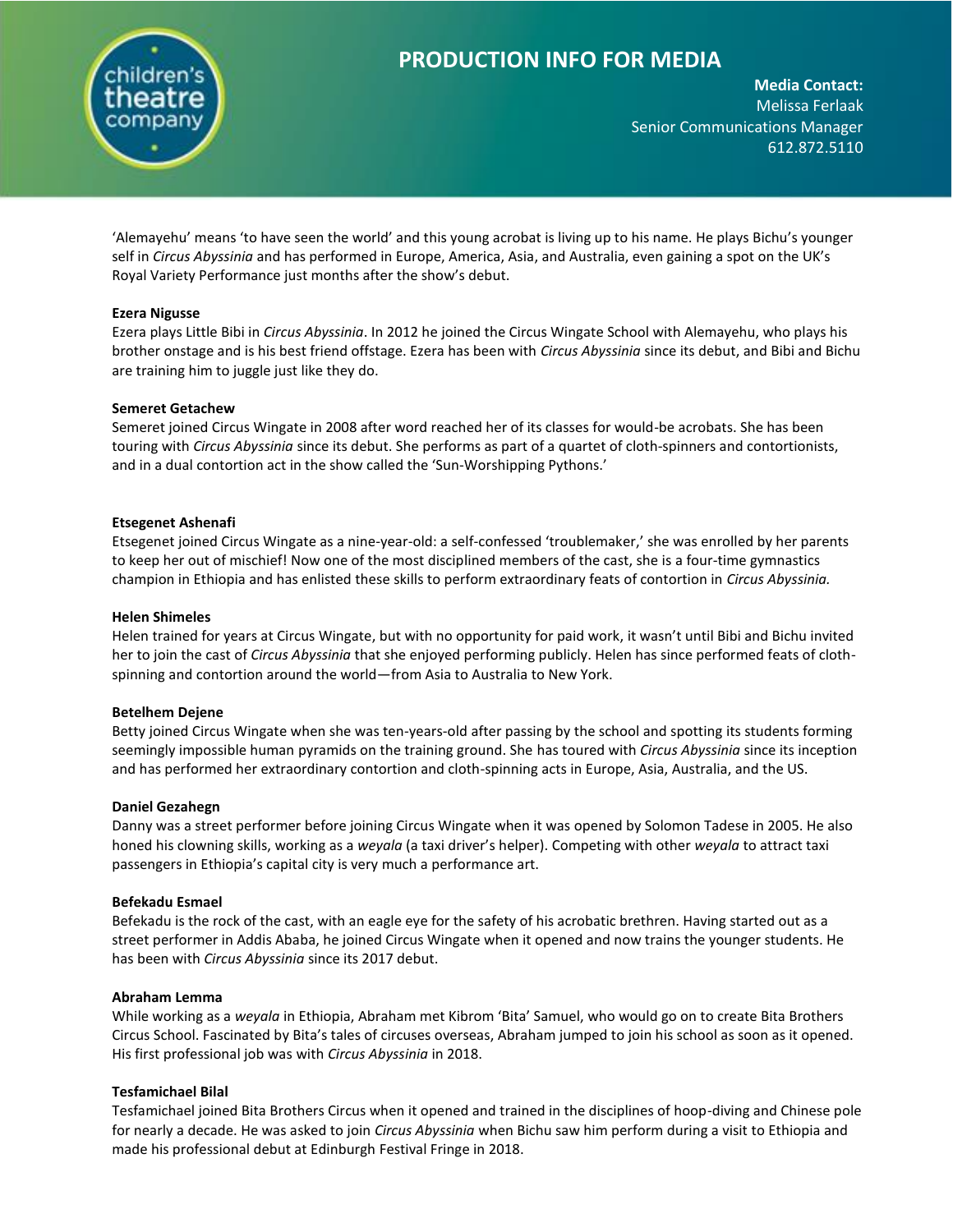‘Alemayehu’ means ‘to have seen the world’ and this young acrobat is living up to his name. He plays Bichu’s younger self in *Circus Abyssinia* and has performed in Europe, America, Asia, and Australia, even gaining a spot on the UK’s Royal Variety Performance just months after the show’s debut.

**Ezera Nigusse**
Ezera plays Little Bibi in *Circus Abyssinia*. In 2012 he joined the Circus Wingate School with Alemayehu, who plays his brother onstage and is his best friend offstage. Ezera has been with *Circus Abyssinia* since its debut, and Bibi and Bichu are training him to juggle just like they do.

**Semeret Getachew**
Semeret joined Circus Wingate in 2008 after word reached her of its classes for would-be acrobats. She has been touring with *Circus Abyssinia* since its debut. She performs as part of a quartet of cloth-spinners and contortionists, and in a dual contortion act in the show called the ‘Sun-Worshipping Pythons.’

**Etsegenet Ashenafi**
Etsegenet joined Circus Wingate as a nine-year-old: a self-confessed ‘troublemaker,’ she was enrolled by her parents to keep her out of mischief! Now one of the most disciplined members of the cast, she is a four-time gymnastics champion in Ethiopia and has enlisted these skills to perform extraordinary feats of contortion in *Circus Abyssinia.*

**Helen Shimeles**
Helen trained for years at Circus Wingate, but with no opportunity for paid work, it wasn’t until Bibi and Bichu invited her to join the cast of *Circus Abyssinia* that she enjoyed performing publicly. Helen has since performed feats of cloth-spinning and contortion around the world—from Asia to Australia to New York.

**Betelhem Dejene**
Betty joined Circus Wingate when she was ten-years-old after passing by the school and spotting its students forming seemingly impossible human pyramids on the training ground. She has toured with *Circus Abyssinia* since its inception and has performed her extraordinary contortion and cloth-spinning acts in Europe, Asia, Australia, and the US.

**Daniel Gezahegn**
Danny was a street performer before joining Circus Wingate when it was opened by Solomon Tadese in 2005. He also honed his clowning skills, working as a *weyala* (a taxi driver’s helper). Competing with other *weyala* to attract taxi passengers in Ethiopia’s capital city is very much a performance art.

**Befekadu Esmael**
Befekadu is the rock of the cast, with an eagle eye for the safety of his acrobatic brethren. Having started out as a street performer in Addis Ababa, he joined Circus Wingate when it opened and now trains the younger students. He has been with *Circus Abyssinia* since its 2017 debut.

**Abraham Lemma**
While working as a *weyala* in Ethiopia, Abraham met Kibrom ‘Bita’ Samuel, who would go on to create Bita Brothers Circus School. Fascinated by Bita’s tales of circuses overseas, Abraham jumped to join his school as soon as it opened. His first professional job was with *Circus Abyssinia* in 2018.

**Tesfamichael Bilal**
Tesfamichael joined Bita Brothers Circus when it opened and trained in the disciplines of hoop-diving and Chinese pole for nearly a decade. He was asked to join *Circus Abyssinia* when Bichu saw him perform during a visit to Ethiopia and made his professional debut at Edinburgh Festival Fringe in 2018.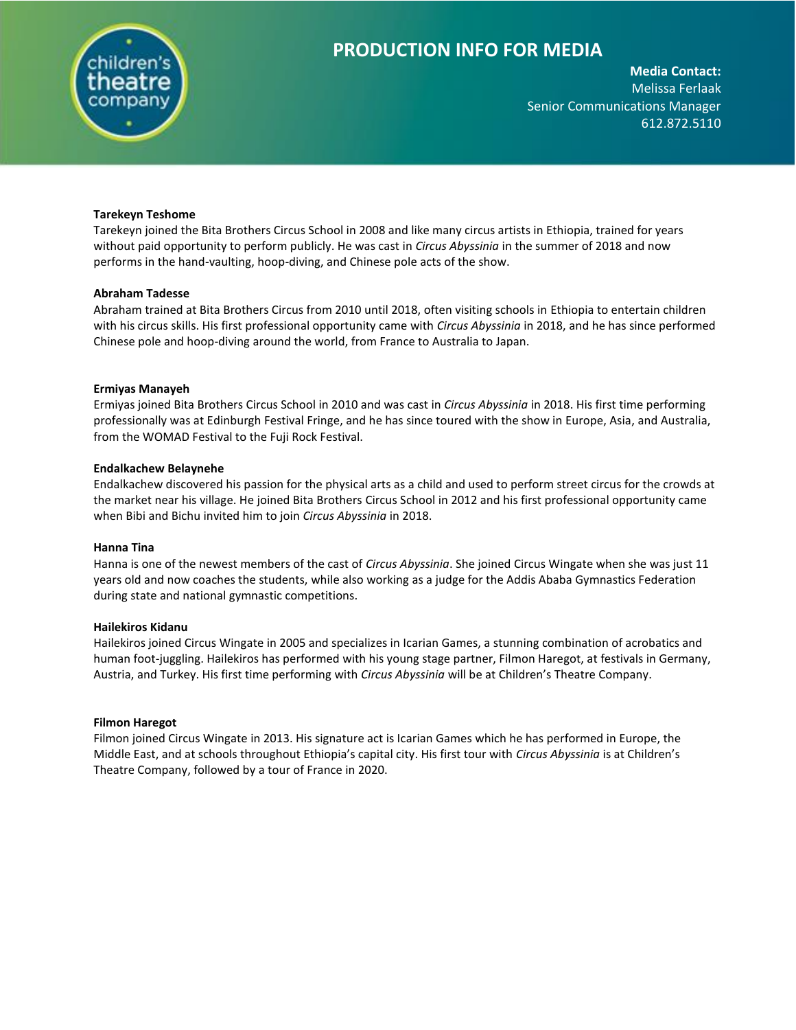# PRODUCTION INFO FOR MEDIA

**Media Contact:**
Melissa Ferlaak
Senior Communications Manager
612.872.5110

**Tarekeyn Teshome**
Tarekeyn joined the Bita Brothers Circus School in 2008 and like many circus artists in Ethiopia, trained for years without paid opportunity to perform publicly. He was cast in *Circus Abyssinia* in the summer of 2018 and now performs in the hand-vaulting, hoop-diving, and Chinese pole acts of the show.

**Abraham Tadesse**
Abraham trained at Bita Brothers Circus from 2010 until 2018, often visiting schools in Ethiopia to entertain children with his circus skills. His first professional opportunity came with *Circus Abyssinia* in 2018, and he has since performed Chinese pole and hoop-diving around the world, from France to Australia to Japan.

**Ermiyas Manayeh**
Ermiyas joined Bita Brothers Circus School in 2010 and was cast in *Circus Abyssinia* in 2018. His first time performing professionally was at Edinburgh Festival Fringe, and he has since toured with the show in Europe, Asia, and Australia, from the WOMAD Festival to the Fuji Rock Festival.

**Endalkachew Belaynehe**
Endalkachew discovered his passion for the physical arts as a child and used to perform street circus for the crowds at the market near his village. He joined Bita Brothers Circus School in 2012 and his first professional opportunity came when Bibi and Bichu invited him to join *Circus Abyssinia* in 2018.

**Hanna Tina**
Hanna is one of the newest members of the cast of *Circus Abyssinia*. She joined Circus Wingate when she was just 11 years old and now coaches the students, while also working as a judge for the Addis Ababa Gymnastics Federation during state and national gymnastic competitions.

**Hailekiros Kidanu**
Hailekiros joined Circus Wingate in 2005 and specializes in Icarian Games, a stunning combination of acrobatics and human foot-juggling. Hailekiros has performed with his young stage partner, Filmon Haregot, at festivals in Germany, Austria, and Turkey. His first time performing with *Circus Abyssinia* will be at Children's Theatre Company.

**Filmon Haregot**
Filmon joined Circus Wingate in 2013. His signature act is Icarian Games which he has performed in Europe, the Middle East, and at schools throughout Ethiopia's capital city. His first tour with *Circus Abyssinia* is at Children's Theatre Company, followed by a tour of France in 2020.